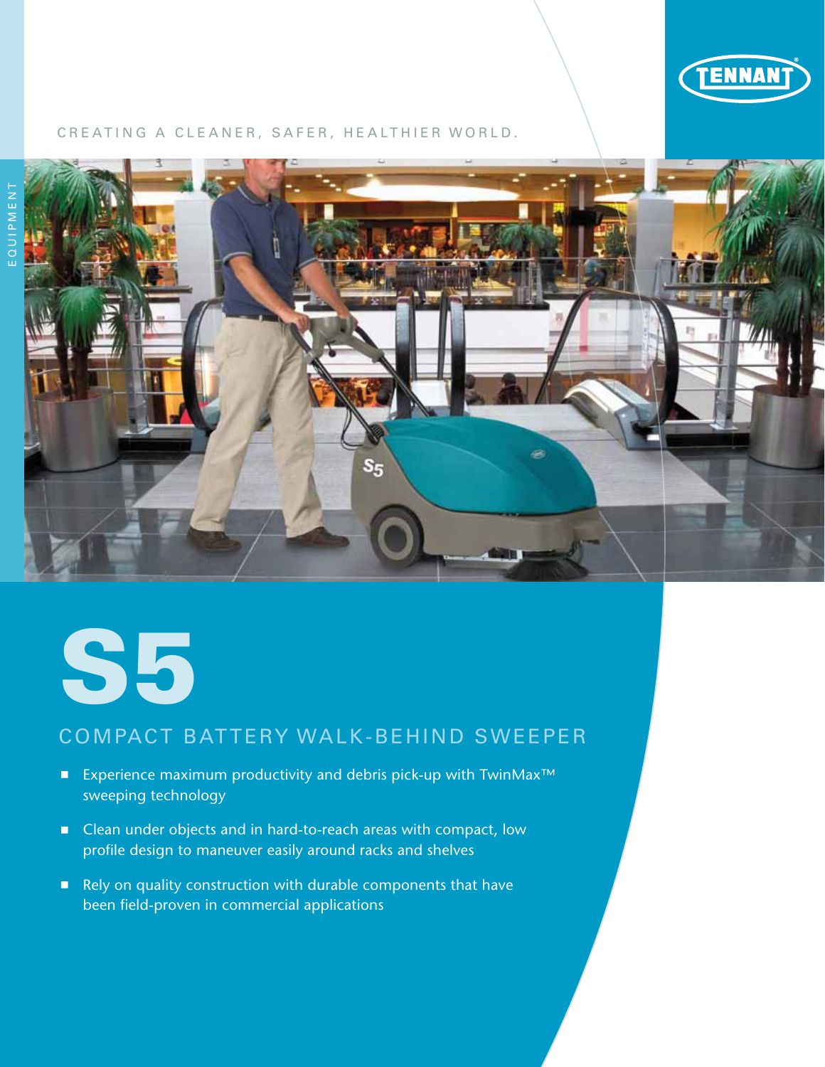TENNANT

CREATING A CLEANER, SAFER, HEALTHIER WORLD.

EQUIPMENT

# S5

## COMPACT BATTERY WALK-BEHIND SWEEPER

- Experience maximum productivity and debris pick-up with TwinMax™ sweeping technology
- Clean under objects and in hard-to-reach areas with compact, low profile design to maneuver easily around racks and shelves
- Rely on quality construction with durable components that have been field-proven in commercial applications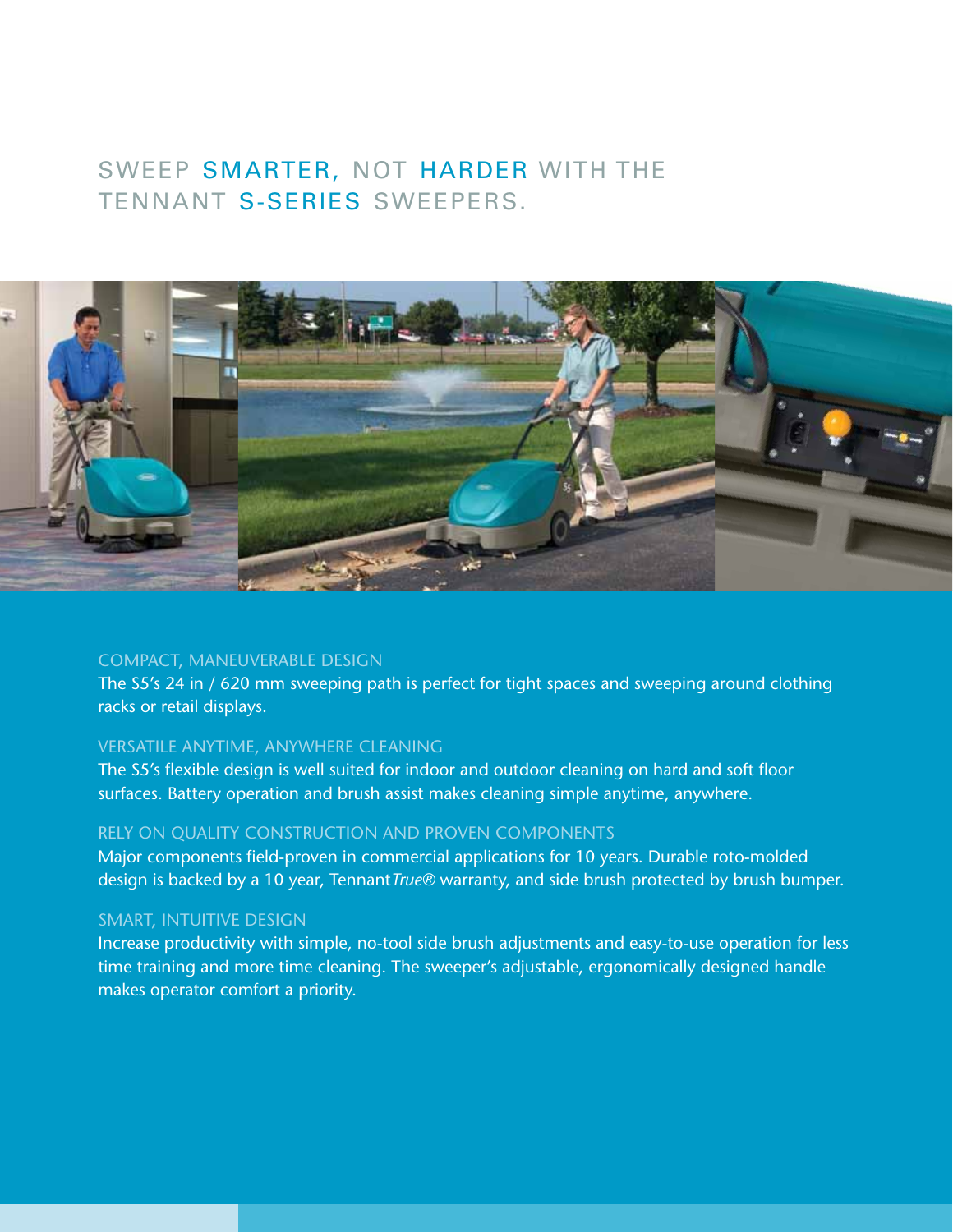# SWEEP SMARTER, NOT HARDER WITH THE TENNANT S-SERIES SWEEPERS.

### COMPACT, MANEUVERABLE DESIGN

The S5's 24 in / 620 mm sweeping path is perfect for tight spaces and sweeping around clothing racks or retail displays.

### VERSATILE ANYTIME, ANYWHERE CLEANING

The S5's flexible design is well suited for indoor and outdoor cleaning on hard and soft floor surfaces. Battery operation and brush assist makes cleaning simple anytime, anywhere.

### RELY ON QUALITY CONSTRUCTION AND PROVEN COMPONENTS

Major components field-proven in commercial applications for 10 years. Durable roto-molded design is backed by a 10 year, Tennant*True®* warranty, and side brush protected by brush bumper.

### SMART, INTUITIVE DESIGN

Increase productivity with simple, no-tool side brush adjustments and easy-to-use operation for less time training and more time cleaning. The sweeper's adjustable, ergonomically designed handle makes operator comfort a priority.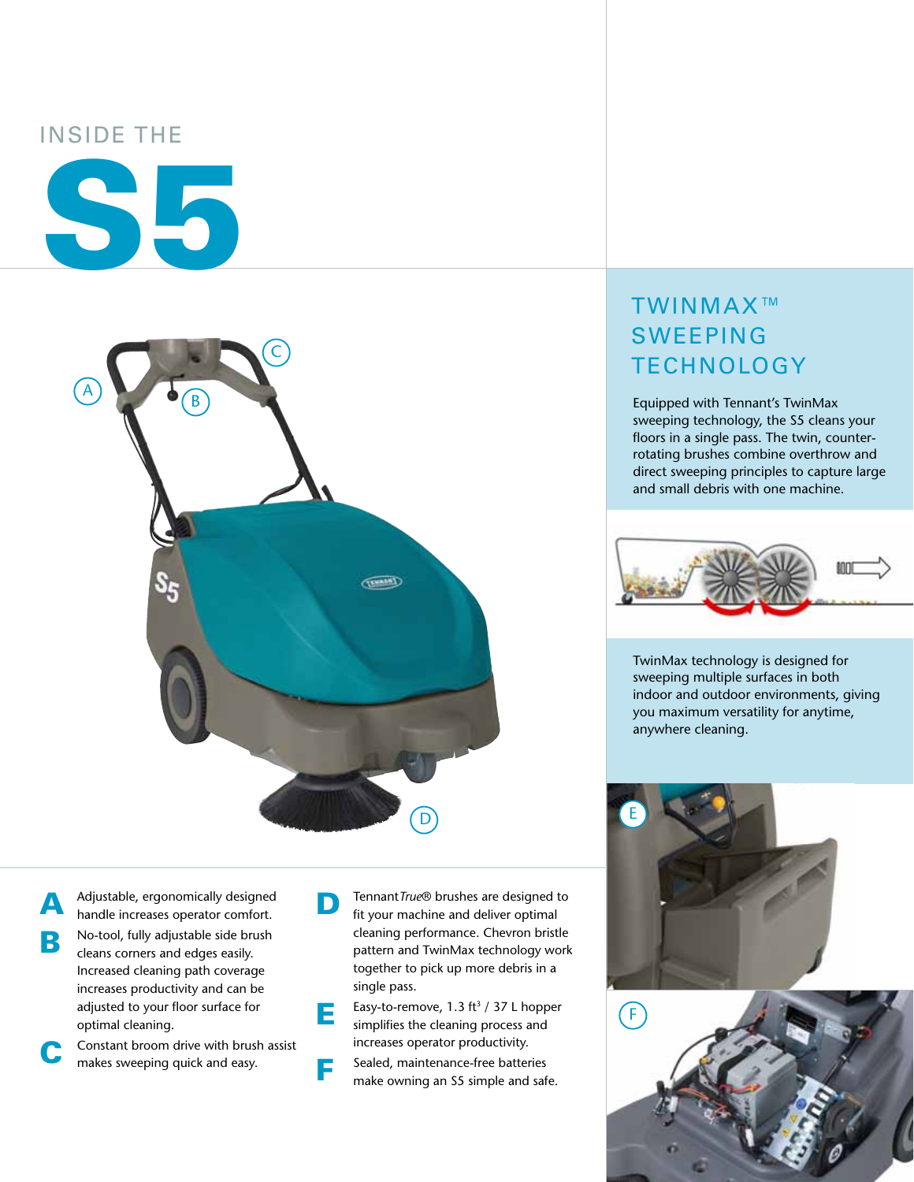INSIDE THE

# S5

## TWINMAX™ SWEEPING TECHNOLOGY

Equipped with Tennant's TwinMax sweeping technology, the S5 cleans your floors in a single pass. The twin, counter-rotating brushes combine overthrow and direct sweeping principles to capture large and small debris with one machine.

TwinMax technology is designed for sweeping multiple surfaces in both indoor and outdoor environments, giving you maximum versatility for anytime, anywhere cleaning.

**A** Adjustable, ergonomically designed handle increases operator comfort.

**B** No-tool, fully adjustable side brush cleans corners and edges easily. Increased cleaning path coverage increases productivity and can be adjusted to your floor surface for optimal cleaning.

**C** Constant broom drive with brush assist makes sweeping quick and easy.

**D** Tennant *True*® brushes are designed to fit your machine and deliver optimal cleaning performance. Chevron bristle pattern and TwinMax technology work together to pick up more debris in a single pass.

**E** Easy-to-remove, 1.3 ft$^3$ / 37 L hopper simplifies the cleaning process and increases operator productivity.

**F** Sealed, maintenance-free batteries make owning an S5 simple and safe.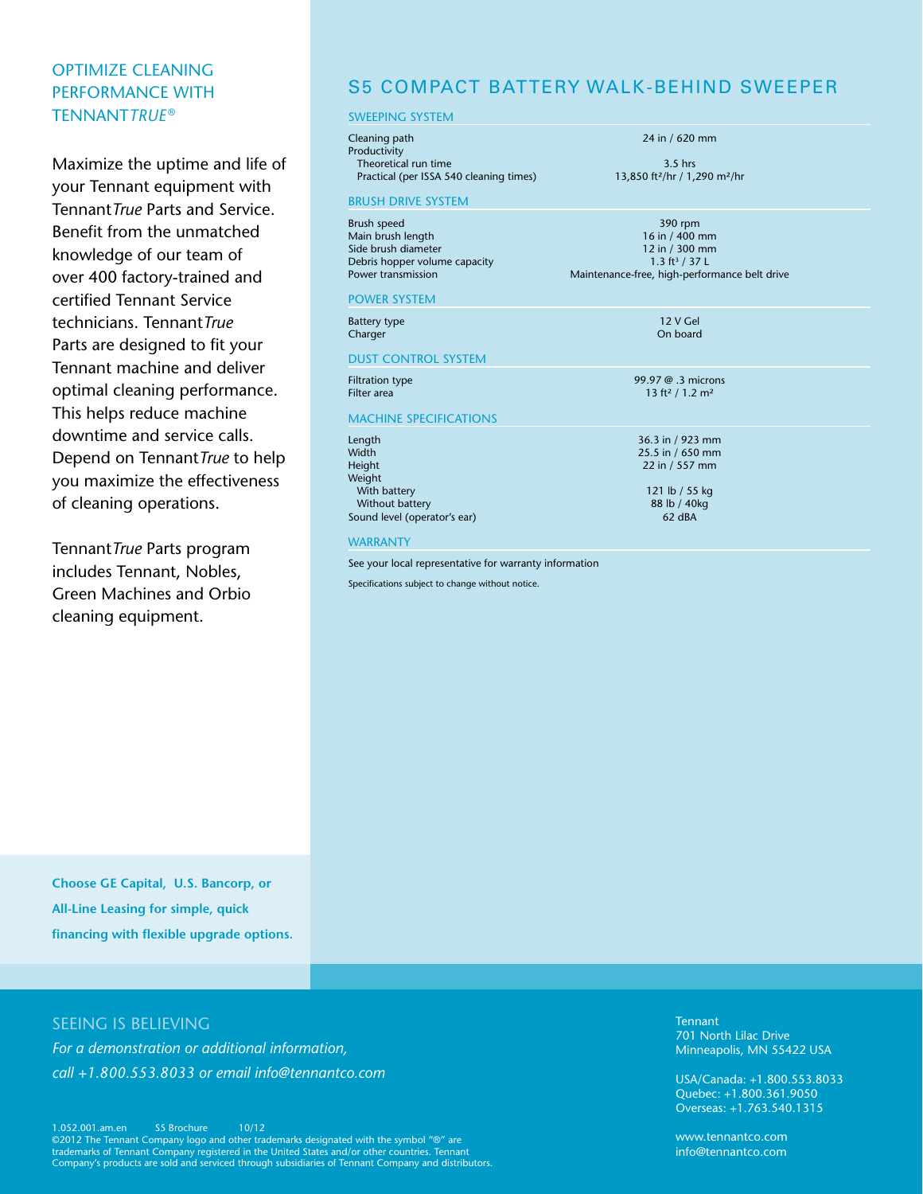## OPTIMIZE CLEANING PERFORMANCE WITH TENNANT*TRUE*®

Maximize the uptime and life of your Tennant equipment with Tennant*True* Parts and Service. Benefit from the unmatched knowledge of our team of over 400 factory-trained and certified Tennant Service technicians. Tennant*True* Parts are designed to fit your Tennant machine and deliver optimal cleaning performance. This helps reduce machine downtime and service calls. Depend on Tennant*True* to help you maximize the effectiveness of cleaning operations.

Tennant*True* Parts program includes Tennant, Nobles, Green Machines and Orbio cleaning equipment.

**Choose GE Capital, U.S. Bancorp, or All-Line Leasing for simple, quick financing with flexible upgrade options.**

# S5 COMPACT BATTERY WALK-BEHIND SWEEPER

### SWEEPING SYSTEM

| | |
|---|---|
| Cleaning path | 24 in / 620 mm |
| Productivity | |
| Theoretical run time | 3.5 hrs |
| Practical (per ISSA 540 cleaning times) | 13,850 ft²/hr / 1,290 m²/hr |

### BRUSH DRIVE SYSTEM

| | |
|---|---|
| Brush speed | 390 rpm |
| Main brush length | 16 in / 400 mm |
| Side brush diameter | 12 in / 300 mm |
| Debris hopper volume capacity | 1.3 ft³ / 37 L |
| Power transmission | Maintenance-free, high-performance belt drive |

### POWER SYSTEM

| | |
|---|---|
| Battery type | 12 V Gel |
| Charger | On board |

### DUST CONTROL SYSTEM

| | |
|---|---|
| Filtration type | 99.97 @ .3 microns |
| Filter area | 13 ft² / 1.2 m² |

### MACHINE SPECIFICATIONS

| | |
|---|---|
| Length | 36.3 in / 923 mm |
| Width | 25.5 in / 650 mm |
| Height | 22 in / 557 mm |
| Weight | |
| With battery | 121 lb / 55 kg |
| Without battery | 88 lb / 40kg |
| Sound level (operator's ear) | 62 dBA |

### WARRANTY

See your local representative for warranty information

Specifications subject to change without notice.

## SEEING IS BELIEVING

*For a demonstration or additional information, call +1.800.553.8033 or email info@tennantco.com*

1.052.001.am.en S5 Brochure 10/12
©2012 The Tennant Company logo and other trademarks designated with the symbol "®" are trademarks of Tennant Company registered in the United States and/or other countries. Tennant Company's products are sold and serviced through subsidiaries of Tennant Company and distributors.

Tennant
701 North Lilac Drive
Minneapolis, MN 55422 USA

USA/Canada: +1.800.553.8033
Quebec: +1.800.361.9050
Overseas: +1.763.540.1315

www.tennantco.com
info@tennantco.com